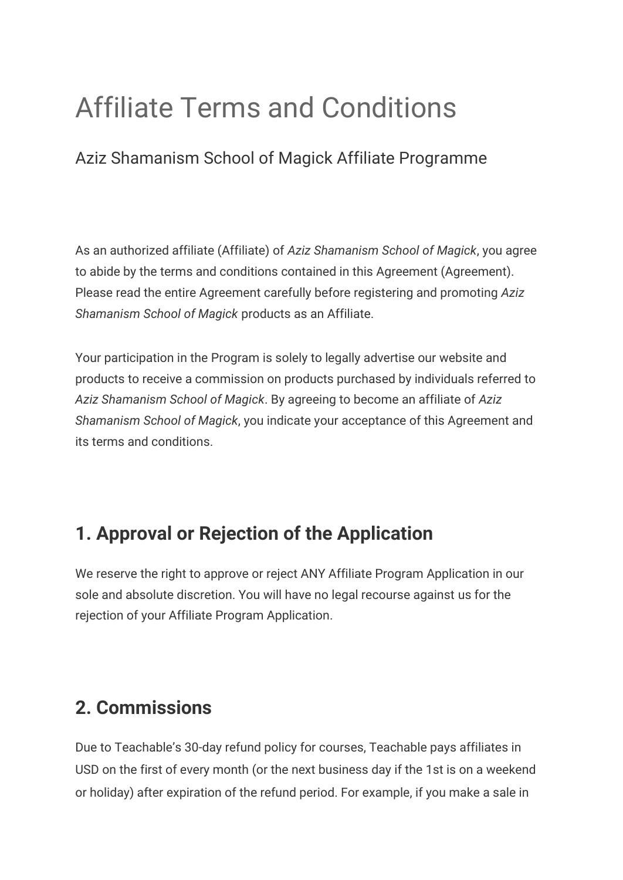# Affiliate Terms and Conditions

## Aziz Shamanism School of Magick Affiliate Programme

As an authorized affiliate (Affiliate) of *Aziz Shamanism School of Magick*, you agree to abide by the terms and conditions contained in this Agreement (Agreement). Please read the entire Agreement carefully before registering and promoting *Aziz Shamanism School of Magick* products as an Affiliate.

Your participation in the Program is solely to legally advertise our website and products to receive a commission on products purchased by individuals referred to *Aziz Shamanism School of Magick*. By agreeing to become an affiliate of *Aziz Shamanism School of Magick*, you indicate your acceptance of this Agreement and its terms and conditions.

## 1. Approval or Rejection of the Application

We reserve the right to approve or reject ANY Affiliate Program Application in our sole and absolute discretion. You will have no legal recourse against us for the rejection of your Affiliate Program Application.

## 2. Commissions

Due to Teachable's 30-day refund policy for courses, Teachable pays affiliates in USD on the first of every month (or the next business day if the 1st is on a weekend or holiday) after expiration of the refund period. For example, if you make a sale in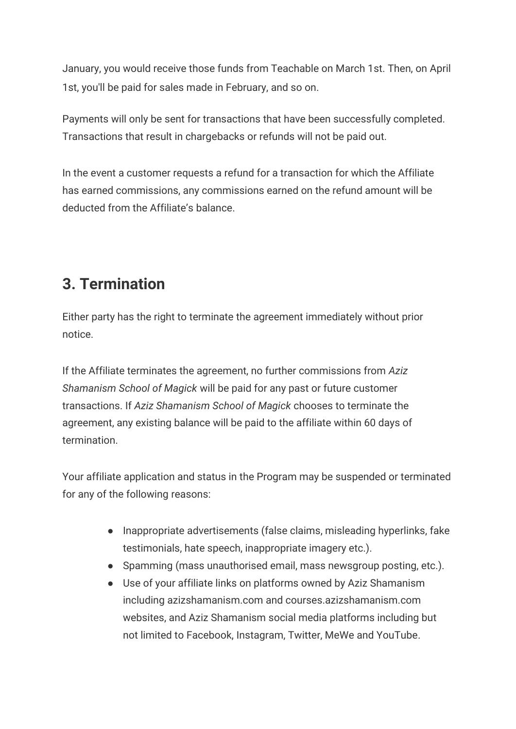January, you would receive those funds from Teachable on March 1st. Then, on April 1st, you'll be paid for sales made in February, and so on.

Payments will only be sent for transactions that have been successfully completed. Transactions that result in chargebacks or refunds will not be paid out.

In the event a customer requests a refund for a transaction for which the Affiliate has earned commissions, any commissions earned on the refund amount will be deducted from the Affiliate's balance.

## 3. Termination

Either party has the right to terminate the agreement immediately without prior notice.

If the Affiliate terminates the agreement, no further commissions from *Aziz Shamanism School of Magick* will be paid for any past or future customer transactions. If *Aziz Shamanism School of Magick* chooses to terminate the agreement, any existing balance will be paid to the affiliate within 60 days of termination.

Your affiliate application and status in the Program may be suspended or terminated for any of the following reasons:

- Inappropriate advertisements (false claims, misleading hyperlinks, fake testimonials, hate speech, inappropriate imagery etc.).
- Spamming (mass unauthorised email, mass newsgroup posting, etc.).
- Use of your affiliate links on platforms owned by Aziz Shamanism including azizshamanism.com and courses.azizshamanism.com websites, and Aziz Shamanism social media platforms including but not limited to Facebook, Instagram, Twitter, MeWe and YouTube.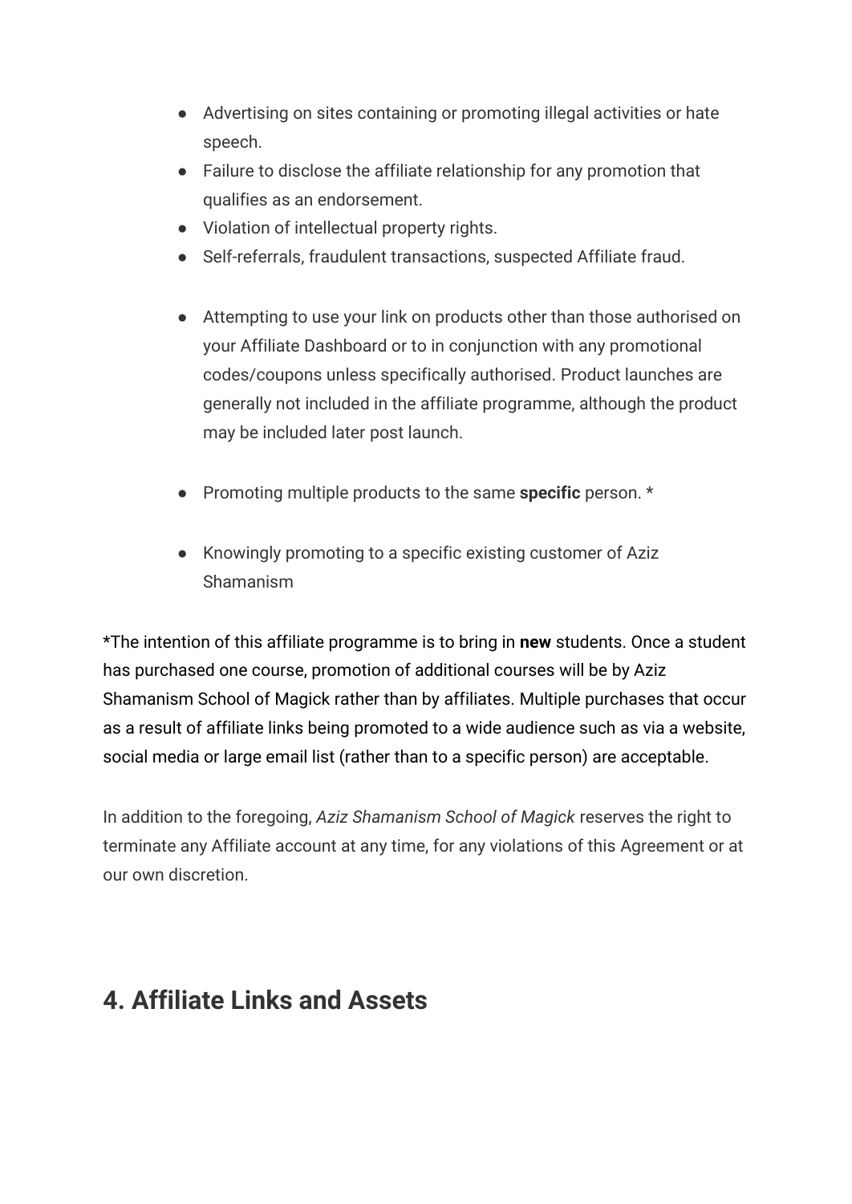- Advertising on sites containing or promoting illegal activities or hate speech.
- Failure to disclose the affiliate relationship for any promotion that qualifies as an endorsement.
- Violation of intellectual property rights.
- Self-referrals, fraudulent transactions, suspected Affiliate fraud.

- Attempting to use your link on products other than those authorised on your Affiliate Dashboard or to in conjunction with any promotional codes/coupons unless specifically authorised. Product launches are generally not included in the affiliate programme, although the product may be included later post launch.

- Promoting multiple products to the same **specific** person. *

- Knowingly promoting to a specific existing customer of Aziz Shamanism

*The intention of this affiliate programme is to bring in **new** students. Once a student has purchased one course, promotion of additional courses will be by Aziz Shamanism School of Magick rather than by affiliates. Multiple purchases that occur as a result of affiliate links being promoted to a wide audience such as via a website, social media or large email list (rather than to a specific person) are acceptable.

In addition to the foregoing, *Aziz Shamanism School of Magick* reserves the right to terminate any Affiliate account at any time, for any violations of this Agreement or at our own discretion.

## 4. Affiliate Links and Assets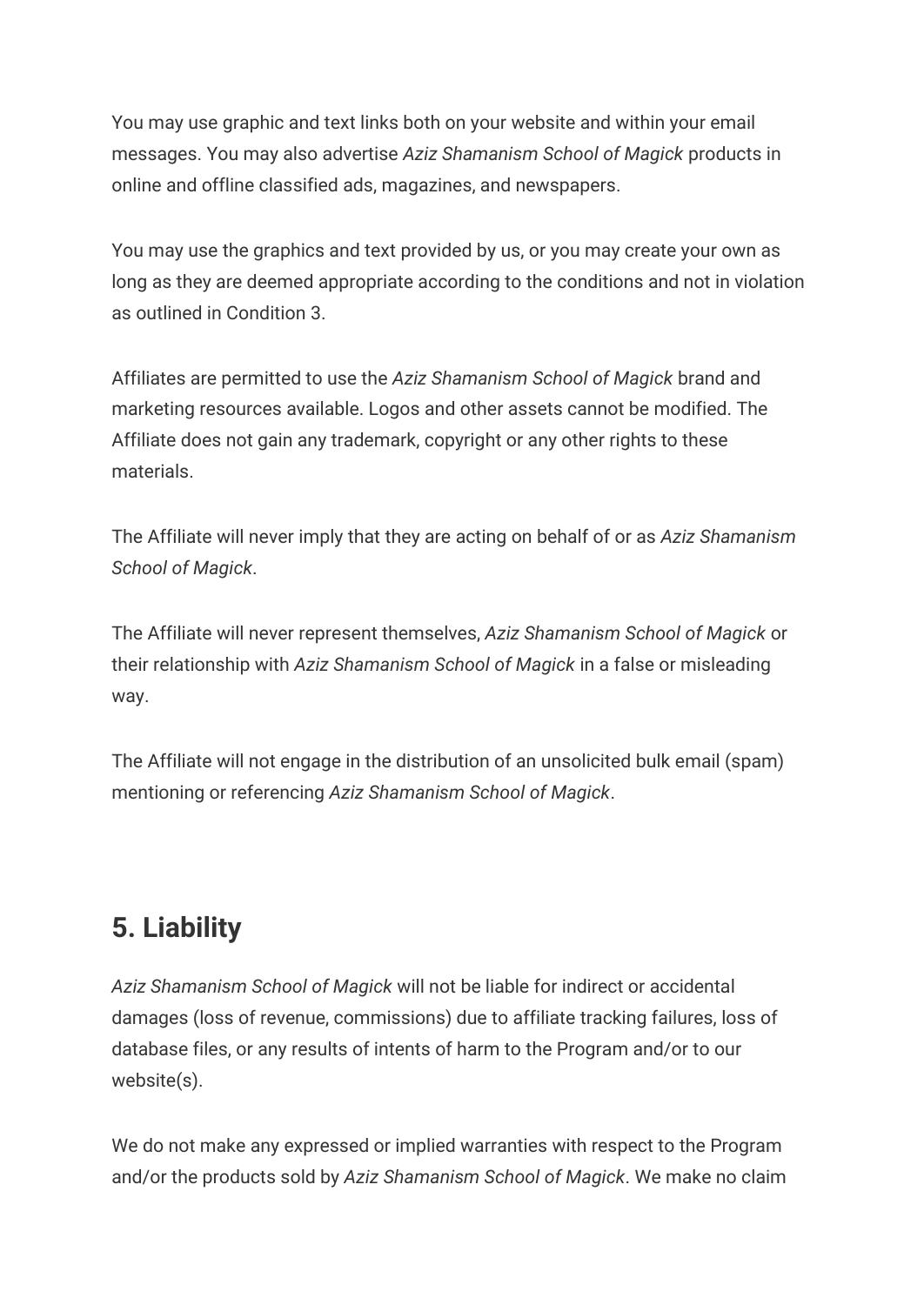You may use graphic and text links both on your website and within your email messages. You may also advertise *Aziz Shamanism School of Magick* products in online and offline classified ads, magazines, and newspapers.

You may use the graphics and text provided by us, or you may create your own as long as they are deemed appropriate according to the conditions and not in violation as outlined in Condition 3.

Affiliates are permitted to use the *Aziz Shamanism School of Magick* brand and marketing resources available. Logos and other assets cannot be modified. The Affiliate does not gain any trademark, copyright or any other rights to these materials.

The Affiliate will never imply that they are acting on behalf of or as *Aziz Shamanism School of Magick*.

The Affiliate will never represent themselves, *Aziz Shamanism School of Magick* or their relationship with *Aziz Shamanism School of Magick* in a false or misleading way.

The Affiliate will not engage in the distribution of an unsolicited bulk email (spam) mentioning or referencing *Aziz Shamanism School of Magick*.

## 5. Liability

*Aziz Shamanism School of Magick* will not be liable for indirect or accidental damages (loss of revenue, commissions) due to affiliate tracking failures, loss of database files, or any results of intents of harm to the Program and/or to our website(s).

We do not make any expressed or implied warranties with respect to the Program and/or the products sold by *Aziz Shamanism School of Magick*. We make no claim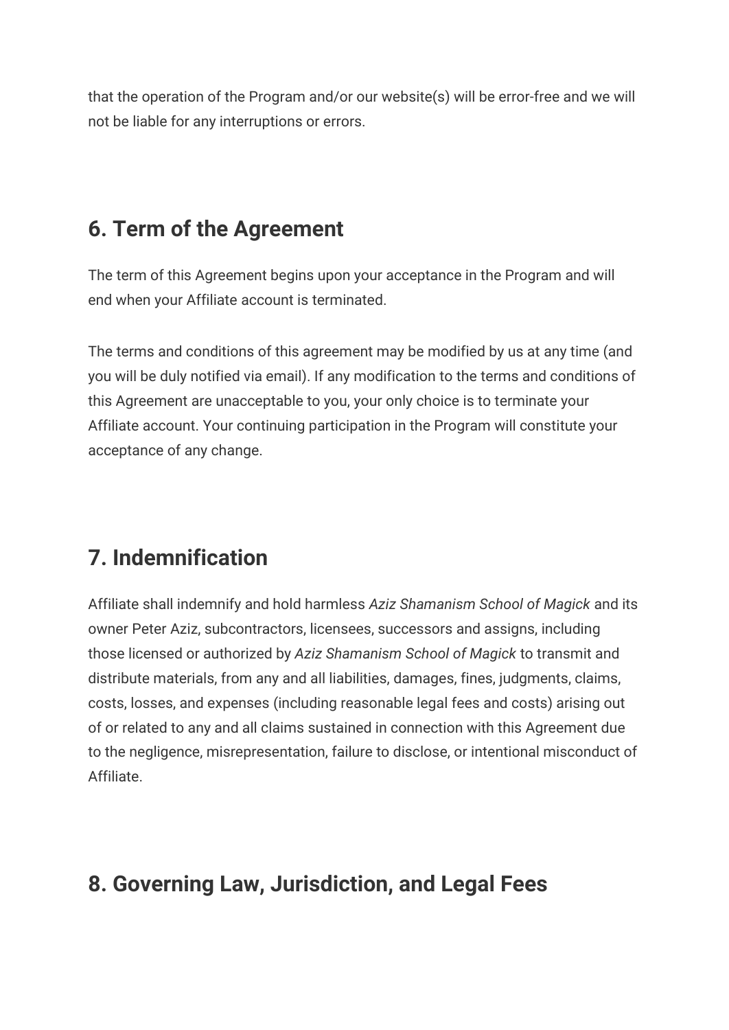that the operation of the Program and/or our website(s) will be error-free and we will not be liable for any interruptions or errors.

## 6. Term of the Agreement

The term of this Agreement begins upon your acceptance in the Program and will end when your Affiliate account is terminated.

The terms and conditions of this agreement may be modified by us at any time (and you will be duly notified via email). If any modification to the terms and conditions of this Agreement are unacceptable to you, your only choice is to terminate your Affiliate account. Your continuing participation in the Program will constitute your acceptance of any change.

## 7. Indemnification

Affiliate shall indemnify and hold harmless *Aziz Shamanism School of Magick* and its owner Peter Aziz, subcontractors, licensees, successors and assigns, including those licensed or authorized by *Aziz Shamanism School of Magick* to transmit and distribute materials, from any and all liabilities, damages, fines, judgments, claims, costs, losses, and expenses (including reasonable legal fees and costs) arising out of or related to any and all claims sustained in connection with this Agreement due to the negligence, misrepresentation, failure to disclose, or intentional misconduct of Affiliate.

## 8. Governing Law, Jurisdiction, and Legal Fees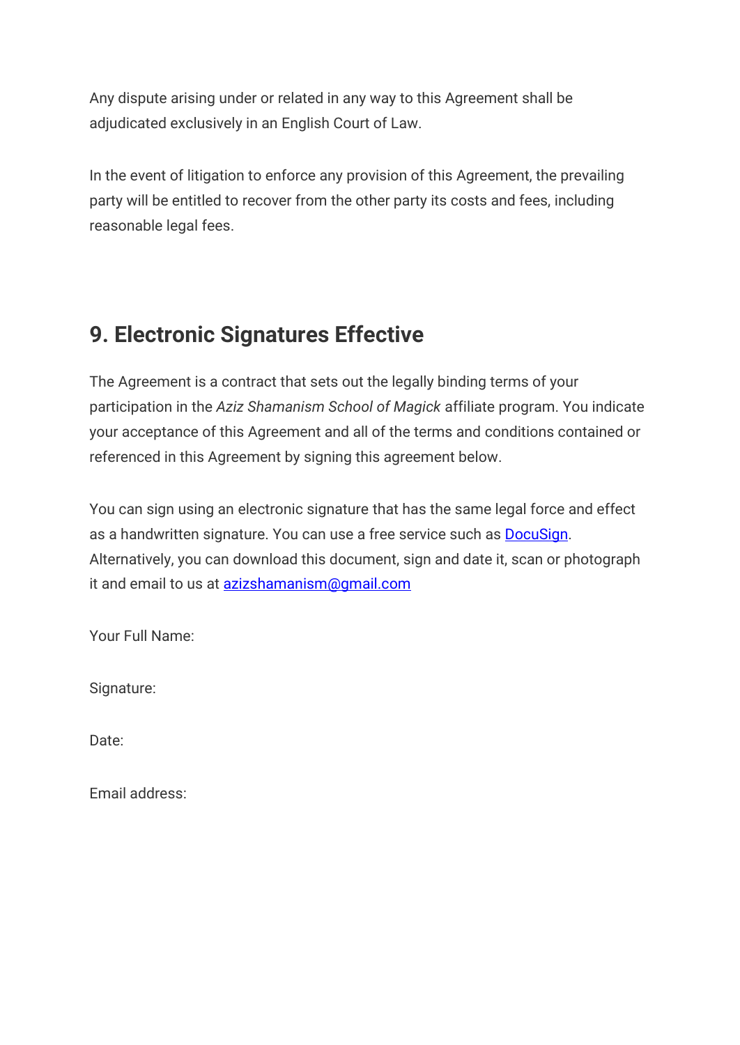Any dispute arising under or related in any way to this Agreement shall be adjudicated exclusively in an English Court of Law.

In the event of litigation to enforce any provision of this Agreement, the prevailing party will be entitled to recover from the other party its costs and fees, including reasonable legal fees.

## 9. Electronic Signatures Effective

The Agreement is a contract that sets out the legally binding terms of your participation in the *Aziz Shamanism School of Magick* affiliate program. You indicate your acceptance of this Agreement and all of the terms and conditions contained or referenced in this Agreement by signing this agreement below.

You can sign using an electronic signature that has the same legal force and effect as a handwritten signature. You can use a free service such as DocuSign. Alternatively, you can download this document, sign and date it, scan or photograph it and email to us at azizshamanism@gmail.com

Your Full Name:

Signature:

Date:

Email address: